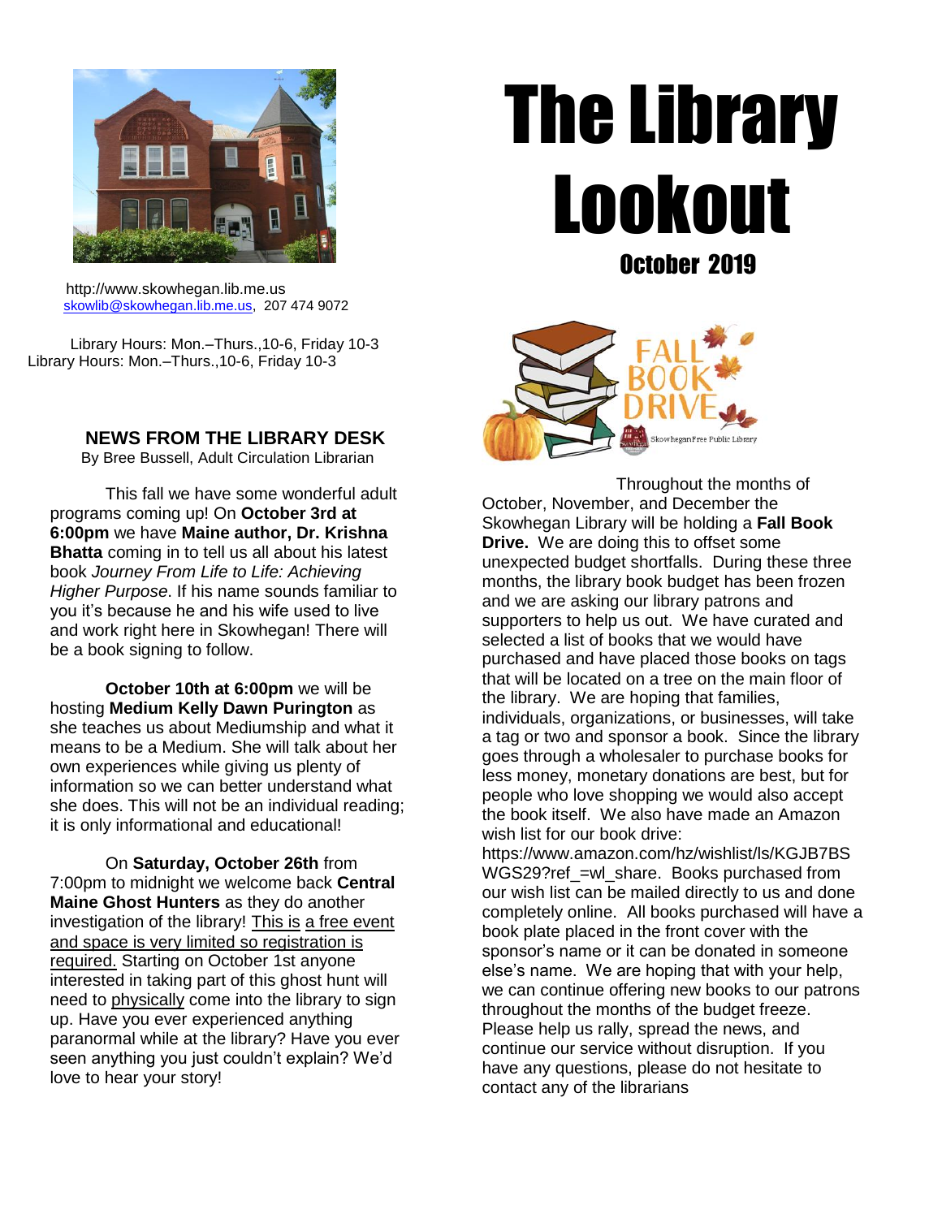# The Library Lookout

## October 2019

http://www.skowhegan.lib.me.us
skowlib@skowhegan.lib.me.us, 207 474 9072

Library Hours: Mon.–Thurs.,10-6, Friday 10-3
Library Hours: Mon.–Thurs.,10-6, Friday 10-3

### NEWS FROM THE LIBRARY DESK

By Bree Bussell, Adult Circulation Librarian

This fall we have some wonderful adult programs coming up! On **October 3rd at 6:00pm** we have **Maine author, Dr. Krishna Bhatta** coming in to tell us all about his latest book *Journey From Life to Life: Achieving Higher Purpose*. If his name sounds familiar to you it's because he and his wife used to live and work right here in Skowhegan! There will be a book signing to follow.

**October 10th at 6:00pm** we will be hosting **Medium Kelly Dawn Purington** as she teaches us about Mediumship and what it means to be a Medium. She will talk about her own experiences while giving us plenty of information so we can better understand what she does. This will not be an individual reading; it is only informational and educational!

On **Saturday, October 26th** from 7:00pm to midnight we welcome back **Central Maine Ghost Hunters** as they do another investigation of the library! This is a free event and space is very limited so registration is required. Starting on October 1st anyone interested in taking part of this ghost hunt will need to physically come into the library to sign up. Have you ever experienced anything paranormal while at the library? Have you ever seen anything you just couldn't explain? We'd love to hear your story!

FALL BOOK DRIVE
Skowhegan Free Public Library

Throughout the months of October, November, and December the Skowhegan Library will be holding a **Fall Book Drive.** We are doing this to offset some unexpected budget shortfalls. During these three months, the library book budget has been frozen and we are asking our library patrons and supporters to help us out. We have curated and selected a list of books that we would have purchased and have placed those books on tags that will be located on a tree on the main floor of the library. We are hoping that families, individuals, organizations, or businesses, will take a tag or two and sponsor a book. Since the library goes through a wholesaler to purchase books for less money, monetary donations are best, but for people who love shopping we would also accept the book itself. We also have made an Amazon wish list for our book drive: https://www.amazon.com/hz/wishlist/ls/KGJB7BSWGS29?ref_=wl_share. Books purchased from our wish list can be mailed directly to us and done completely online. All books purchased will have a book plate placed in the front cover with the sponsor's name or it can be donated in someone else's name. We are hoping that with your help, we can continue offering new books to our patrons throughout the months of the budget freeze. Please help us rally, spread the news, and continue our service without disruption. If you have any questions, please do not hesitate to contact any of the librarians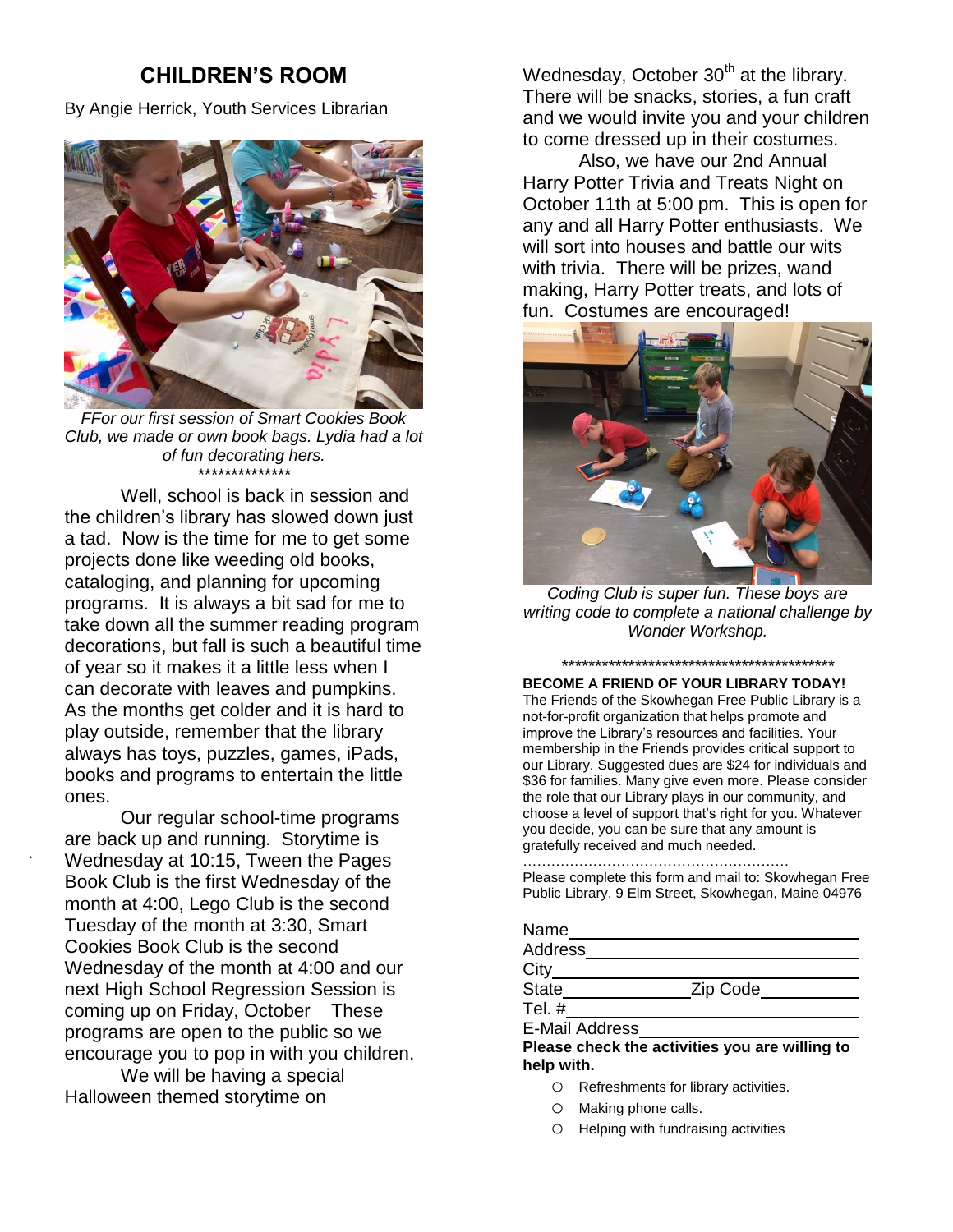## CHILDREN'S ROOM

By Angie Herrick, Youth Services Librarian

*FFor our first session of Smart Cookies Book Club, we made or own book bags. Lydia had a lot of fun decorating hers.*

**************

Well, school is back in session and the children's library has slowed down just a tad. Now is the time for me to get some projects done like weeding old books, cataloging, and planning for upcoming programs. It is always a bit sad for me to take down all the summer reading program decorations, but fall is such a beautiful time of year so it makes it a little less when I can decorate with leaves and pumpkins. As the months get colder and it is hard to play outside, remember that the library always has toys, puzzles, games, iPads, books and programs to entertain the little ones.

Our regular school-time programs are back up and running. Storytime is Wednesday at 10:15, Tween the Pages Book Club is the first Wednesday of the month at 4:00, Lego Club is the second Tuesday of the month at 3:30, Smart Cookies Book Club is the second Wednesday of the month at 4:00 and our next High School Regression Session is coming up on Friday, October These programs are open to the public so we encourage you to pop in with you children.

We will be having a special Halloween themed storytime on Wednesday, October 30th at the library. There will be snacks, stories, a fun craft and we would invite you and your children to come dressed up in their costumes.

Also, we have our 2nd Annual Harry Potter Trivia and Treats Night on October 11th at 5:00 pm. This is open for any and all Harry Potter enthusiasts. We will sort into houses and battle our wits with trivia. There will be prizes, wand making, Harry Potter treats, and lots of fun. Costumes are encouraged!

*Coding Club is super fun. These boys are writing code to complete a national challenge by Wonder Workshop.*

******************************************

**BECOME A FRIEND OF YOUR LIBRARY TODAY!**

The Friends of the Skowhegan Free Public Library is a not-for-profit organization that helps promote and improve the Library's resources and facilities. Your membership in the Friends provides critical support to our Library. Suggested dues are $24 for individuals and $36 for families. Many give even more. Please consider the role that our Library plays in our community, and choose a level of support that's right for you. Whatever you decide, you can be sure that any amount is gratefully received and much needed.

…………………………………………………

Please complete this form and mail to: Skowhegan Free Public Library, 9 Elm Street, Skowhegan, Maine 04976

Name\_\_\_\_\_\_\_\_\_\_\_\_\_\_\_\_\_\_\_\_\_\_\_\_\_\_\_\_\_\_

Address\_\_\_\_\_\_\_\_\_\_\_\_\_\_\_\_\_\_\_\_\_\_\_\_\_\_\_\_

City\_\_\_\_\_\_\_\_\_\_\_\_\_\_\_\_\_\_\_\_\_\_\_\_\_\_\_\_\_\_\_

State\_\_\_\_\_\_\_\_\_\_\_\_ Zip Code\_\_\_\_\_\_\_\_\_

Tel. #\_\_\_\_\_\_\_\_\_\_\_\_\_\_\_\_\_\_\_\_\_\_\_\_\_\_\_\_\_\_

E-Mail Address\_\_\_\_\_\_\_\_\_\_\_\_\_\_\_\_\_\_\_\_\_\_

**Please check the activities you are willing to help with.**

- ○ Refreshments for library activities.
- ○ Making phone calls.
- ○ Helping with fundraising activities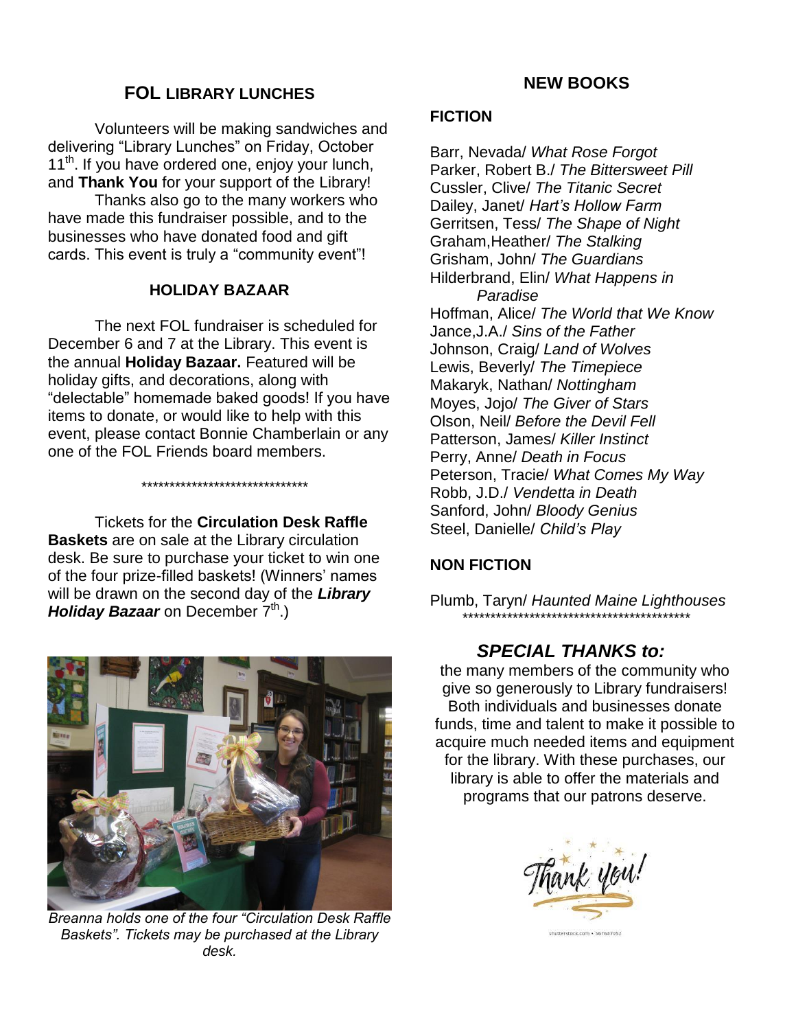## FOL LIBRARY LUNCHES

Volunteers will be making sandwiches and delivering "Library Lunches" on Friday, October 11th. If you have ordered one, enjoy your lunch, and **Thank You** for your support of the Library!

Thanks also go to the many workers who have made this fundraiser possible, and to the businesses who have donated food and gift cards. This event is truly a "community event"!

## HOLIDAY BAZAAR

The next FOL fundraiser is scheduled for December 6 and 7 at the Library. This event is the annual **Holiday Bazaar.** Featured will be holiday gifts, and decorations, along with "delectable" homemade baked goods! If you have items to donate, or would like to help with this event, please contact Bonnie Chamberlain or any one of the FOL Friends board members.

*******************************

Tickets for the **Circulation Desk Raffle Baskets** are on sale at the Library circulation desk. Be sure to purchase your ticket to win one of the four prize-filled baskets! (Winners' names will be drawn on the second day of the ***Library Holiday Bazaar*** on December 7th.)

*Breanna holds one of the four "Circulation Desk Raffle Baskets". Tickets may be purchased at the Library desk.*

## NEW BOOKS

### FICTION

Barr, Nevada/ *What Rose Forgot*
Parker, Robert B./ *The Bittersweet Pill*
Cussler, Clive/ *The Titanic Secret*
Dailey, Janet/ *Hart's Hollow Farm*
Gerritsen, Tess/ *The Shape of Night*
Graham,Heather/ *The Stalking*
Grisham, John/ *The Guardians*
Hilderbrand, Elin/ *What Happens in Paradise*
Hoffman, Alice/ *The World that We Know*
Jance,J.A./ *Sins of the Father*
Johnson, Craig/ *Land of Wolves*
Lewis, Beverly/ *The Timepiece*
Makaryk, Nathan/ *Nottingham*
Moyes, Jojo/ *The Giver of Stars*
Olson, Neil/ *Before the Devil Fell*
Patterson, James/ *Killer Instinct*
Perry, Anne/ *Death in Focus*
Peterson, Tracie/ *What Comes My Way*
Robb, J.D./ *Vendetta in Death*
Sanford, John/ *Bloody Genius*
Steel, Danielle/ *Child's Play*

### NON FICTION

Plumb, Taryn/ *Haunted Maine Lighthouses*

*******************************************

## *SPECIAL THANKS to:*

the many members of the community who give so generously to Library fundraisers! Both individuals and businesses donate funds, time and talent to make it possible to acquire much needed items and equipment for the library. With these purchases, our library is able to offer the materials and programs that our patrons deserve.

Thank you!

shutterstock.com • 567687952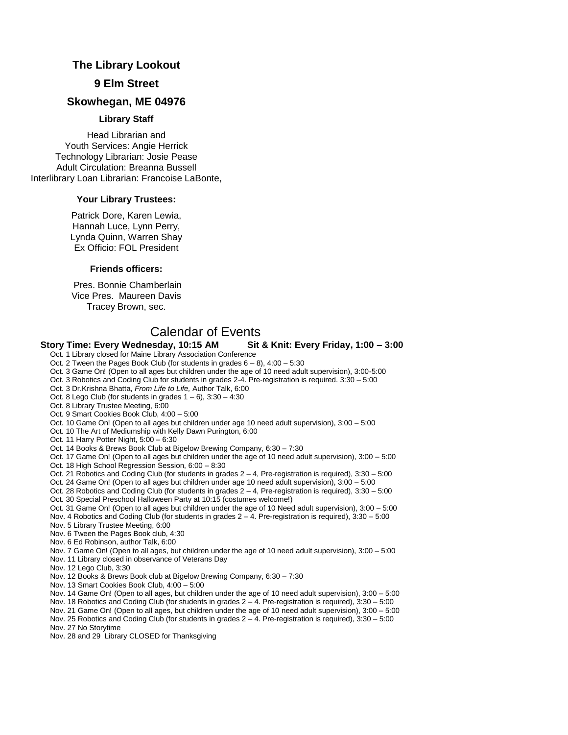**The Library Lookout**

**9 Elm Street**

**Skowhegan, ME 04976**

**Library Staff**

Head Librarian and
Youth Services: Angie Herrick
Technology Librarian: Josie Pease
Adult Circulation: Breanna Bussell
Interlibrary Loan Librarian: Francoise LaBonte,

**Your Library Trustees:**

Patrick Dore, Karen Lewia,
Hannah Luce, Lynn Perry,
Lynda Quinn, Warren Shay
Ex Officio: FOL President

**Friends officers:**

Pres. Bonnie Chamberlain
Vice Pres. Maureen Davis
Tracey Brown, sec.

## Calendar of Events

**Story Time: Every Wednesday, 10:15 AM** **Sit & Knit: Every Friday, 1:00 – 3:00**

Oct. 1 Library closed for Maine Library Association Conference
Oct. 2 Tween the Pages Book Club (for students in grades 6 – 8), 4:00 – 5:30
Oct. 3 Game On! (Open to all ages but children under the age of 10 need adult supervision), 3:00-5:00
Oct. 3 Robotics and Coding Club for students in grades 2-4. Pre-registration is required. 3:30 – 5:00
Oct. 3 Dr.Krishna Bhatta, *From Life to Life,* Author Talk, 6:00
Oct. 8 Lego Club (for students in grades 1 – 6), 3:30 – 4:30
Oct. 8 Library Trustee Meeting, 6:00
Oct. 9 Smart Cookies Book Club, 4:00 – 5:00
Oct. 10 Game On! (Open to all ages but children under age 10 need adult supervision), 3:00 – 5:00
Oct. 10 The Art of Mediumship with Kelly Dawn Purington, 6:00
Oct. 11 Harry Potter Night, 5:00 – 6:30
Oct. 14 Books & Brews Book Club at Bigelow Brewing Company, 6:30 – 7:30
Oct. 17 Game On! (Open to all ages but children under the age of 10 need adult supervision), 3:00 – 5:00
Oct. 18 High School Regression Session, 6:00 – 8:30
Oct. 21 Robotics and Coding Club (for students in grades 2 – 4, Pre-registration is required), 3:30 – 5:00
Oct. 24 Game On! (Open to all ages but children under age 10 need adult supervision), 3:00 – 5:00
Oct. 28 Robotics and Coding Club (for students in grades 2 – 4, Pre-registration is required), 3:30 – 5:00
Oct. 30 Special Preschool Halloween Party at 10:15 (costumes welcome!)
Oct. 31 Game On! (Open to all ages but children under the age of 10 Need adult supervision), 3:00 – 5:00
Nov. 4 Robotics and Coding Club (for students in grades 2 – 4. Pre-registration is required), 3:30 – 5:00
Nov. 5 Library Trustee Meeting, 6:00
Nov. 6 Tween the Pages Book club, 4:30
Nov. 6 Ed Robinson, author Talk, 6:00
Nov. 7 Game On! (Open to all ages, but children under the age of 10 need adult supervision), 3:00 – 5:00
Nov. 11 Library closed in observance of Veterans Day
Nov. 12 Lego Club, 3:30
Nov. 12 Books & Brews Book club at Bigelow Brewing Company, 6:30 – 7:30
Nov. 13 Smart Cookies Book Club, 4:00 – 5:00
Nov. 14 Game On! (Open to all ages, but children under the age of 10 need adult supervision), 3:00 – 5:00
Nov. 18 Robotics and Coding Club (for students in grades 2 – 4. Pre-registration is required), 3:30 – 5:00
Nov. 21 Game On! (Open to all ages, but children under the age of 10 need adult supervision), 3:00 – 5:00
Nov. 25 Robotics and Coding Club (for students in grades 2 – 4. Pre-registration is required), 3:30 – 5:00
Nov. 27 No Storytime
Nov. 28 and 29 Library CLOSED for Thanksgiving